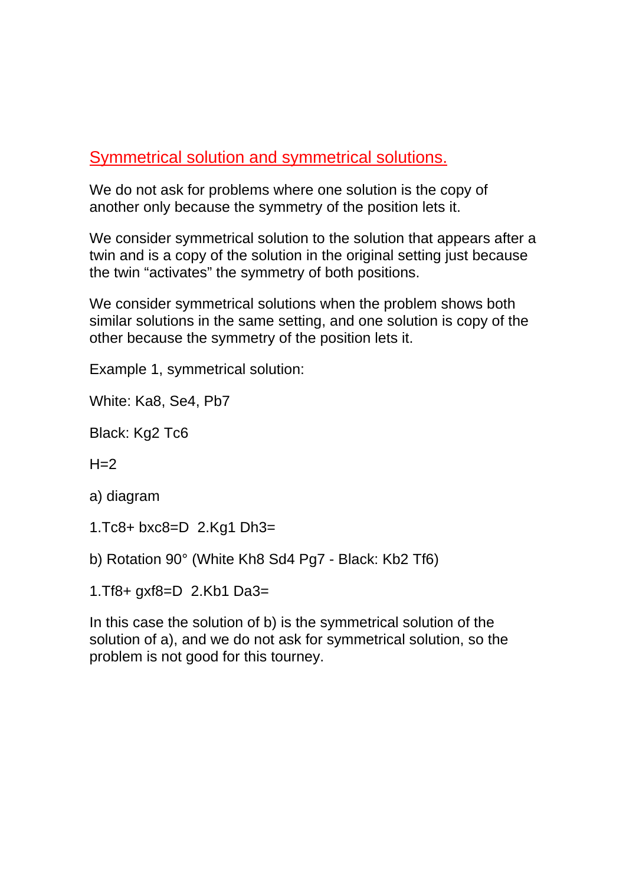## Symmetrical solution and symmetrical solutions.

We do not ask for problems where one solution is the copy of another only because the symmetry of the position lets it.

We consider symmetrical solution to the solution that appears after a twin and is a copy of the solution in the original setting just because the twin "activates" the symmetry of both positions.

We consider symmetrical solutions when the problem shows both similar solutions in the same setting, and one solution is copy of the other because the symmetry of the position lets it.

Example 1, symmetrical solution:

White: Ka8, Se4, Pb7

Black: Kg2 Tc6

H=2

a) diagram

1.Tc8+ bxc8=D  2.Kg1 Dh3=

b) Rotation 90° (White Kh8 Sd4 Pg7 - Black: Kb2 Tf6)

1.Tf8+ gxf8=D  2.Kb1 Da3=

In this case the solution of b) is the symmetrical solution of the solution of a), and we do not ask for symmetrical solution, so the problem is not good for this tourney.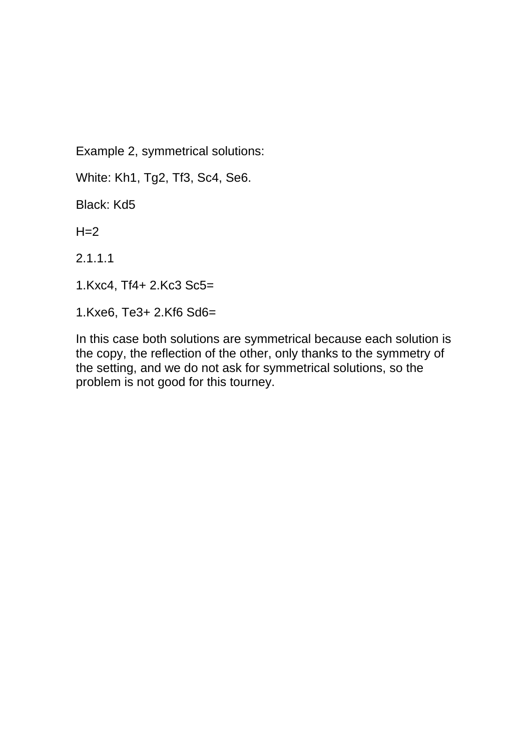Example 2, symmetrical solutions:

White: Kh1, Tg2, Tf3, Sc4, Se6.

Black: Kd5

H=2

2.1.1.1

1.Kxc4, Tf4+ 2.Kc3 Sc5=

1.Kxe6, Te3+ 2.Kf6 Sd6=

In this case both solutions are symmetrical because each solution is the copy, the reflection of the other, only thanks to the symmetry of the setting, and we do not ask for symmetrical solutions, so the problem is not good for this tourney.